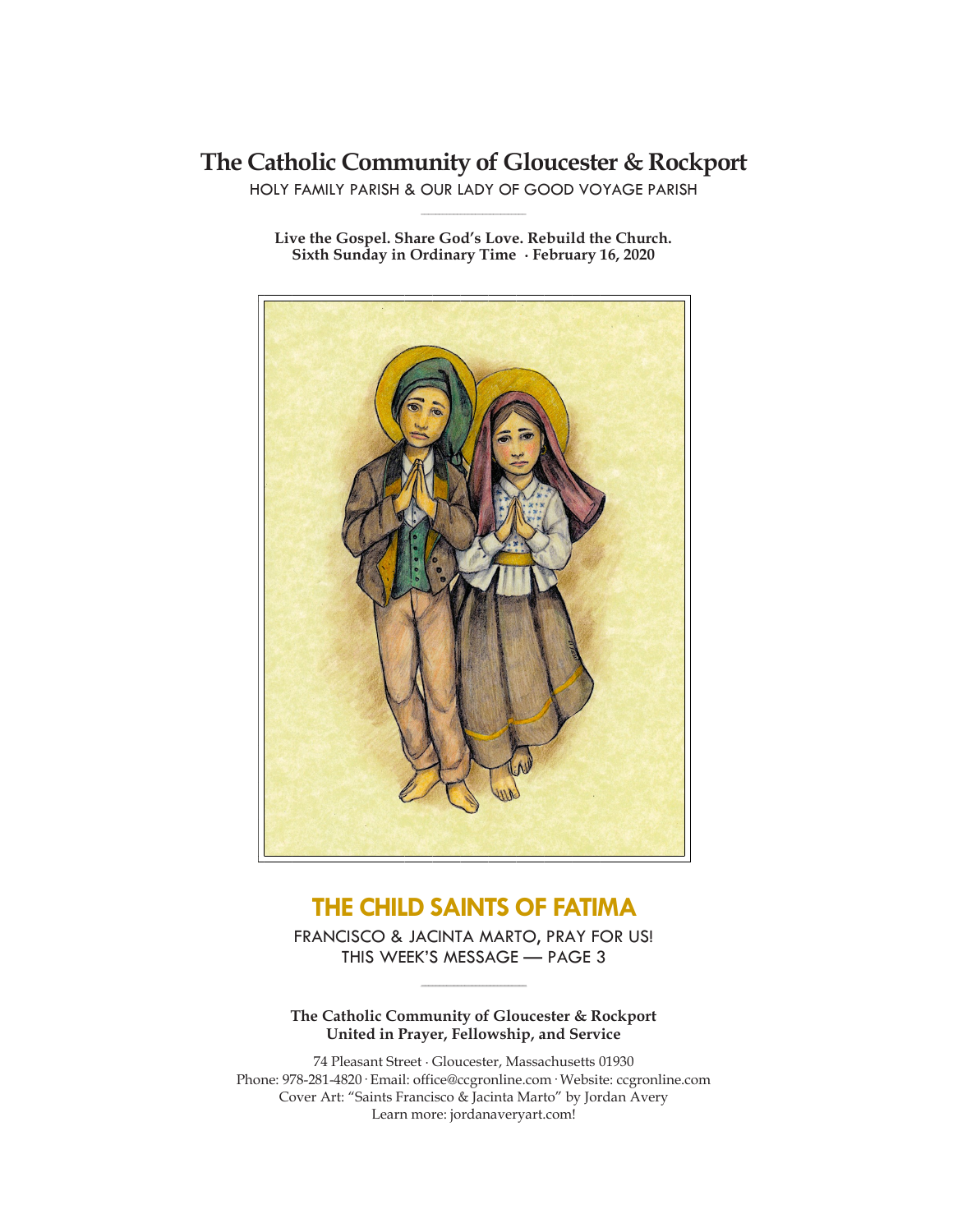# The Catholic Community of Gloucester & Rockport

HOLY FAMILY PARISH & OUR LADY OF GOOD VOYAGE PARISH

**Live the Gospel. Share God's Love. Rebuild the Church.**
**Sixth Sunday in Ordinary Time · February 16, 2020**

## THE CHILD SAINTS OF FATIMA

FRANCISCO & JACINTA MARTO, PRAY FOR US!
THIS WEEK'S MESSAGE — PAGE 3

**The Catholic Community of Gloucester & Rockport**
**United in Prayer, Fellowship, and Service**

74 Pleasant Street · Gloucester, Massachusetts 01930
Phone: 978-281-4820 · Email: office@ccgronline.com · Website: ccgronline.com
Cover Art: "Saints Francisco & Jacinta Marto" by Jordan Avery
Learn more: jordanaveryart.com!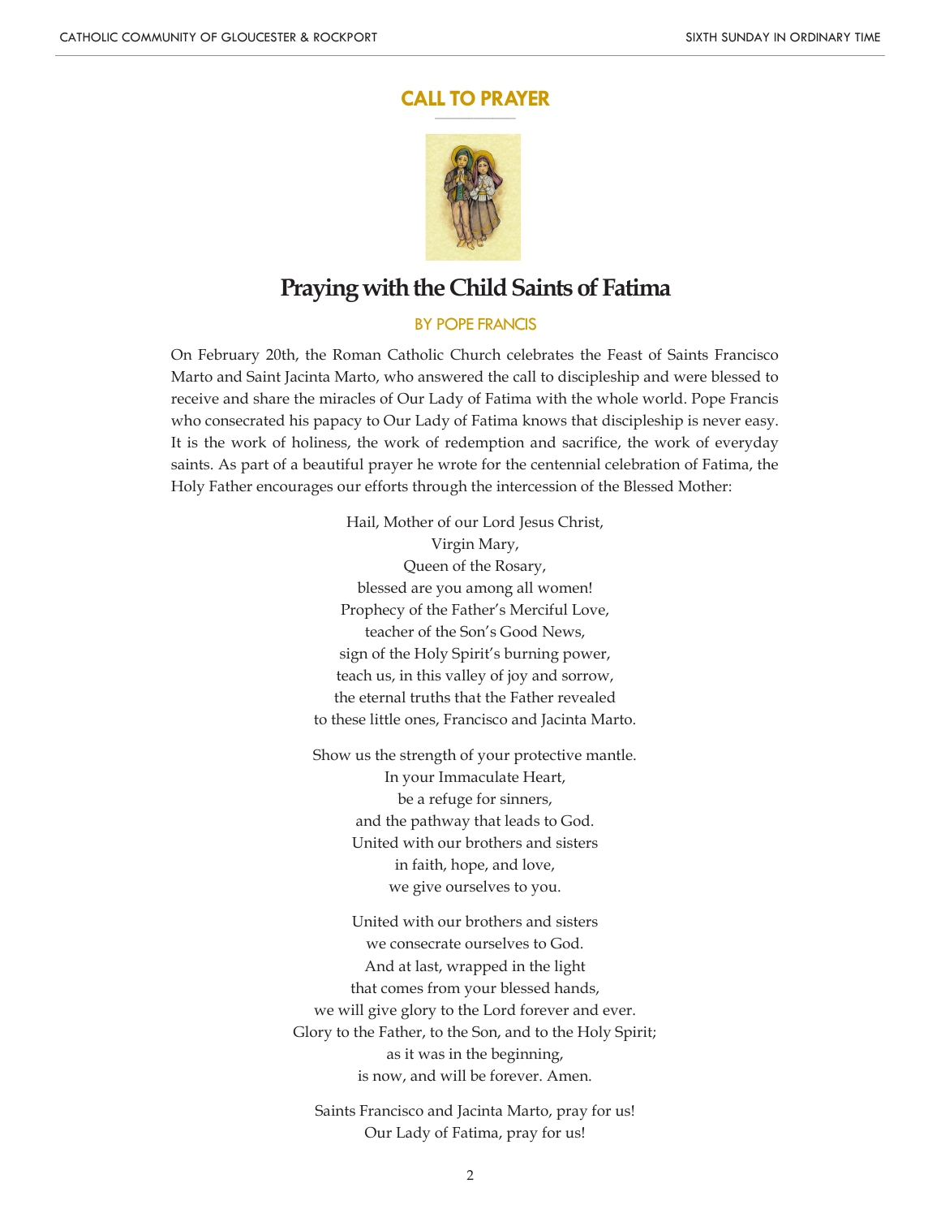## CALL TO PRAYER

# Praying with the Child Saints of Fatima

BY POPE FRANCIS

On February 20th, the Roman Catholic Church celebrates the Feast of Saints Francisco Marto and Saint Jacinta Marto, who answered the call to discipleship and were blessed to receive and share the miracles of Our Lady of Fatima with the whole world. Pope Francis who consecrated his papacy to Our Lady of Fatima knows that discipleship is never easy. It is the work of holiness, the work of redemption and sacrifice, the work of everyday saints. As part of a beautiful prayer he wrote for the centennial celebration of Fatima, the Holy Father encourages our efforts through the intercession of the Blessed Mother:

Hail, Mother of our Lord Jesus Christ,
Virgin Mary,
Queen of the Rosary,
blessed are you among all women!
Prophecy of the Father's Merciful Love,
teacher of the Son's Good News,
sign of the Holy Spirit's burning power,
teach us, in this valley of joy and sorrow,
the eternal truths that the Father revealed
to these little ones, Francisco and Jacinta Marto.

Show us the strength of your protective mantle.
In your Immaculate Heart,
be a refuge for sinners,
and the pathway that leads to God.
United with our brothers and sisters
in faith, hope, and love,
we give ourselves to you.

United with our brothers and sisters
we consecrate ourselves to God.
And at last, wrapped in the light
that comes from your blessed hands,
we will give glory to the Lord forever and ever.
Glory to the Father, to the Son, and to the Holy Spirit;
as it was in the beginning,
is now, and will be forever. Amen.

Saints Francisco and Jacinta Marto, pray for us!
Our Lady of Fatima, pray for us!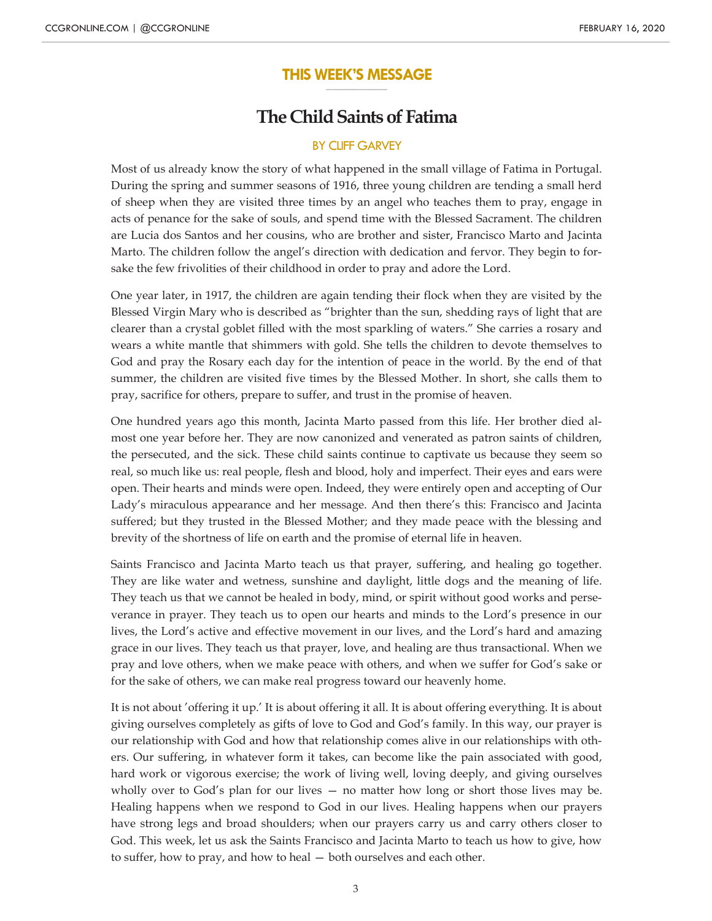## THIS WEEK'S MESSAGE

# The Child Saints of Fatima

BY CLIFF GARVEY

Most of us already know the story of what happened in the small village of Fatima in Portugal. During the spring and summer seasons of 1916, three young children are tending a small herd of sheep when they are visited three times by an angel who teaches them to pray, engage in acts of penance for the sake of souls, and spend time with the Blessed Sacrament. The children are Lucia dos Santos and her cousins, who are brother and sister, Francisco Marto and Jacinta Marto. The children follow the angel's direction with dedication and fervor. They begin to forsake the few frivolities of their childhood in order to pray and adore the Lord.

One year later, in 1917, the children are again tending their flock when they are visited by the Blessed Virgin Mary who is described as "brighter than the sun, shedding rays of light that are clearer than a crystal goblet filled with the most sparkling of waters." She carries a rosary and wears a white mantle that shimmers with gold. She tells the children to devote themselves to God and pray the Rosary each day for the intention of peace in the world. By the end of that summer, the children are visited five times by the Blessed Mother. In short, she calls them to pray, sacrifice for others, prepare to suffer, and trust in the promise of heaven.

One hundred years ago this month, Jacinta Marto passed from this life. Her brother died almost one year before her. They are now canonized and venerated as patron saints of children, the persecuted, and the sick. These child saints continue to captivate us because they seem so real, so much like us: real people, flesh and blood, holy and imperfect. Their eyes and ears were open. Their hearts and minds were open. Indeed, they were entirely open and accepting of Our Lady's miraculous appearance and her message. And then there's this: Francisco and Jacinta suffered; but they trusted in the Blessed Mother; and they made peace with the blessing and brevity of the shortness of life on earth and the promise of eternal life in heaven.

Saints Francisco and Jacinta Marto teach us that prayer, suffering, and healing go together. They are like water and wetness, sunshine and daylight, little dogs and the meaning of life. They teach us that we cannot be healed in body, mind, or spirit without good works and perseverance in prayer. They teach us to open our hearts and minds to the Lord's presence in our lives, the Lord's active and effective movement in our lives, and the Lord's hard and amazing grace in our lives. They teach us that prayer, love, and healing are thus transactional. When we pray and love others, when we make peace with others, and when we suffer for God's sake or for the sake of others, we can make real progress toward our heavenly home.

It is not about 'offering it up.' It is about offering it all. It is about offering everything. It is about giving ourselves completely as gifts of love to God and God's family. In this way, our prayer is our relationship with God and how that relationship comes alive in our relationships with others. Our suffering, in whatever form it takes, can become like the pain associated with good, hard work or vigorous exercise; the work of living well, loving deeply, and giving ourselves wholly over to God's plan for our lives — no matter how long or short those lives may be. Healing happens when we respond to God in our lives. Healing happens when our prayers have strong legs and broad shoulders; when our prayers carry us and carry others closer to God. This week, let us ask the Saints Francisco and Jacinta Marto to teach us how to give, how to suffer, how to pray, and how to heal — both ourselves and each other.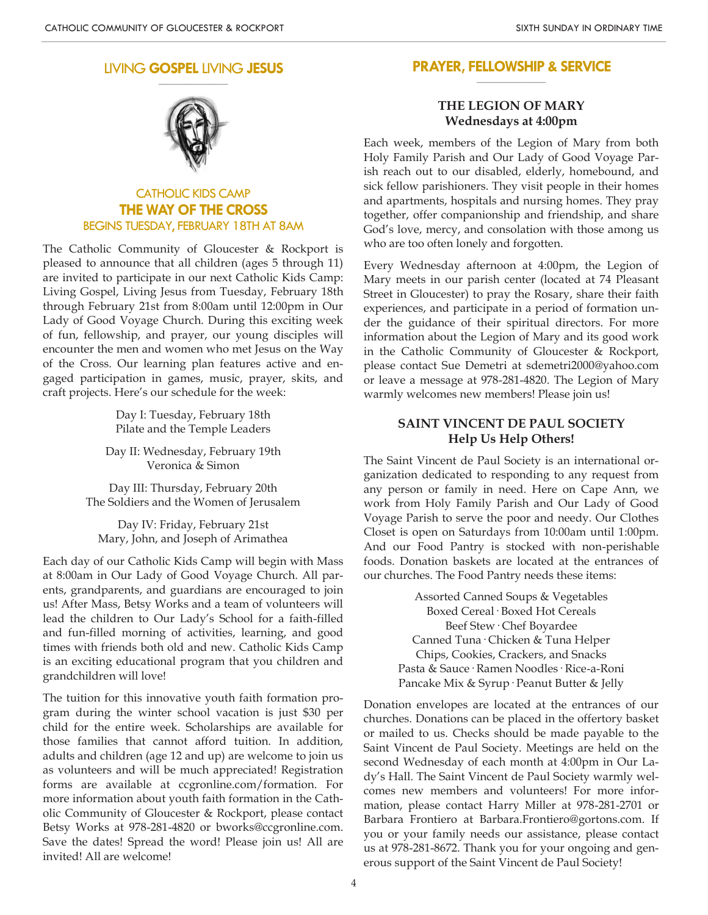## LIVING **GOSPEL** LIVING **JESUS**

### CATHOLIC KIDS CAMP
### THE WAY OF THE CROSS
### BEGINS TUESDAY, FEBRUARY 18TH AT 8AM

The Catholic Community of Gloucester & Rockport is pleased to announce that all children (ages 5 through 11) are invited to participate in our next Catholic Kids Camp: Living Gospel, Living Jesus from Tuesday, February 18th through February 21st from 8:00am until 12:00pm in Our Lady of Good Voyage Church. During this exciting week of fun, fellowship, and prayer, our young disciples will encounter the men and women who met Jesus on the Way of the Cross. Our learning plan features active and engaged participation in games, music, prayer, skits, and craft projects. Here's our schedule for the week:

Day I: Tuesday, February 18th
Pilate and the Temple Leaders

Day II: Wednesday, February 19th
Veronica & Simon

Day III: Thursday, February 20th
The Soldiers and the Women of Jerusalem

Day IV: Friday, February 21st
Mary, John, and Joseph of Arimathea

Each day of our Catholic Kids Camp will begin with Mass at 8:00am in Our Lady of Good Voyage Church. All parents, grandparents, and guardians are encouraged to join us! After Mass, Betsy Works and a team of volunteers will lead the children to Our Lady's School for a faith-filled and fun-filled morning of activities, learning, and good times with friends both old and new. Catholic Kids Camp is an exciting educational program that you children and grandchildren will love!

The tuition for this innovative youth faith formation program during the winter school vacation is just $30 per child for the entire week. Scholarships are available for those families that cannot afford tuition. In addition, adults and children (age 12 and up) are welcome to join us as volunteers and will be much appreciated! Registration forms are available at ccgronline.com/formation. For more information about youth faith formation in the Catholic Community of Gloucester & Rockport, please contact Betsy Works at 978-281-4820 or bworks@ccgronline.com. Save the dates! Spread the word! Please join us! All are invited! All are welcome!

## PRAYER, FELLOWSHIP & SERVICE

### THE LEGION OF MARY
### Wednesdays at 4:00pm

Each week, members of the Legion of Mary from both Holy Family Parish and Our Lady of Good Voyage Parish reach out to our disabled, elderly, homebound, and sick fellow parishioners. They visit people in their homes and apartments, hospitals and nursing homes. They pray together, offer companionship and friendship, and share God's love, mercy, and consolation with those among us who are too often lonely and forgotten.

Every Wednesday afternoon at 4:00pm, the Legion of Mary meets in our parish center (located at 74 Pleasant Street in Gloucester) to pray the Rosary, share their faith experiences, and participate in a period of formation under the guidance of their spiritual directors. For more information about the Legion of Mary and its good work in the Catholic Community of Gloucester & Rockport, please contact Sue Demetri at sdemetri2000@yahoo.com or leave a message at 978-281-4820. The Legion of Mary warmly welcomes new members! Please join us!

### SAINT VINCENT DE PAUL SOCIETY
### Help Us Help Others!

The Saint Vincent de Paul Society is an international organization dedicated to responding to any request from any person or family in need. Here on Cape Ann, we work from Holy Family Parish and Our Lady of Good Voyage Parish to serve the poor and needy. Our Clothes Closet is open on Saturdays from 10:00am until 1:00pm. And our Food Pantry is stocked with non-perishable foods. Donation baskets are located at the entrances of our churches. The Food Pantry needs these items:

Assorted Canned Soups & Vegetables
Boxed Cereal · Boxed Hot Cereals
Beef Stew · Chef Boyardee
Canned Tuna · Chicken & Tuna Helper
Chips, Cookies, Crackers, and Snacks
Pasta & Sauce · Ramen Noodles · Rice-a-Roni
Pancake Mix & Syrup · Peanut Butter & Jelly

Donation envelopes are located at the entrances of our churches. Donations can be placed in the offertory basket or mailed to us. Checks should be made payable to the Saint Vincent de Paul Society. Meetings are held on the second Wednesday of each month at 4:00pm in Our Lady's Hall. The Saint Vincent de Paul Society warmly welcomes new members and volunteers! For more information, please contact Harry Miller at 978-281-2701 or Barbara Frontiero at Barbara.Frontiero@gortons.com. If you or your family needs our assistance, please contact us at 978-281-8672. Thank you for your ongoing and generous support of the Saint Vincent de Paul Society!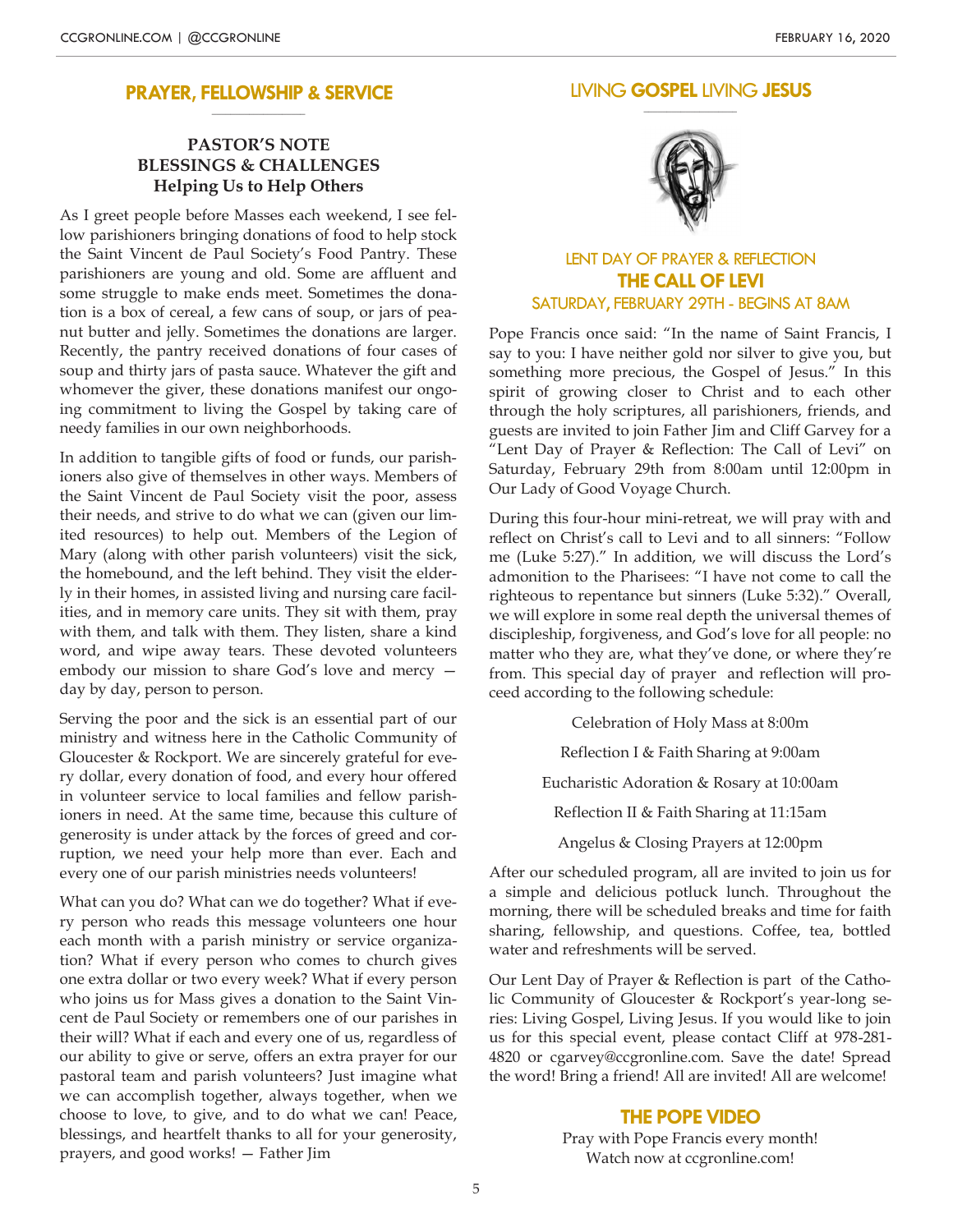## PRAYER, FELLOWSHIP & SERVICE

### PASTOR'S NOTE
### BLESSINGS & CHALLENGES
### Helping Us to Help Others

As I greet people before Masses each weekend, I see fellow parishioners bringing donations of food to help stock the Saint Vincent de Paul Society's Food Pantry. These parishioners are young and old. Some are affluent and some struggle to make ends meet. Sometimes the donation is a box of cereal, a few cans of soup, or jars of peanut butter and jelly. Sometimes the donations are larger. Recently, the pantry received donations of four cases of soup and thirty jars of pasta sauce. Whatever the gift and whomever the giver, these donations manifest our ongoing commitment to living the Gospel by taking care of needy families in our own neighborhoods.

In addition to tangible gifts of food or funds, our parishioners also give of themselves in other ways. Members of the Saint Vincent de Paul Society visit the poor, assess their needs, and strive to do what we can (given our limited resources) to help out. Members of the Legion of Mary (along with other parish volunteers) visit the sick, the homebound, and the left behind. They visit the elderly in their homes, in assisted living and nursing care facilities, and in memory care units. They sit with them, pray with them, and talk with them. They listen, share a kind word, and wipe away tears. These devoted volunteers embody our mission to share God's love and mercy — day by day, person to person.

Serving the poor and the sick is an essential part of our ministry and witness here in the Catholic Community of Gloucester & Rockport. We are sincerely grateful for every dollar, every donation of food, and every hour offered in volunteer service to local families and fellow parishioners in need. At the same time, because this culture of generosity is under attack by the forces of greed and corruption, we need your help more than ever. Each and every one of our parish ministries needs volunteers!

What can you do? What can we do together? What if every person who reads this message volunteers one hour each month with a parish ministry or service organization? What if every person who comes to church gives one extra dollar or two every week? What if every person who joins us for Mass gives a donation to the Saint Vincent de Paul Society or remembers one of our parishes in their will? What if each and every one of us, regardless of our ability to give or serve, offers an extra prayer for our pastoral team and parish volunteers? Just imagine what we can accomplish together, always together, when we choose to love, to give, and to do what we can! Peace, blessings, and heartfelt thanks to all for your generosity, prayers, and good works! — Father Jim

## LIVING GOSPEL LIVING JESUS

### LENT DAY OF PRAYER & REFLECTION
### THE CALL OF LEVI
### SATURDAY, FEBRUARY 29TH - BEGINS AT 8AM

Pope Francis once said: "In the name of Saint Francis, I say to you: I have neither gold nor silver to give you, but something more precious, the Gospel of Jesus." In this spirit of growing closer to Christ and to each other through the holy scriptures, all parishioners, friends, and guests are invited to join Father Jim and Cliff Garvey for a "Lent Day of Prayer & Reflection: The Call of Levi" on Saturday, February 29th from 8:00am until 12:00pm in Our Lady of Good Voyage Church.

During this four-hour mini-retreat, we will pray with and reflect on Christ's call to Levi and to all sinners: "Follow me (Luke 5:27)." In addition, we will discuss the Lord's admonition to the Pharisees: "I have not come to call the righteous to repentance but sinners (Luke 5:32)." Overall, we will explore in some real depth the universal themes of discipleship, forgiveness, and God's love for all people: no matter who they are, what they've done, or where they're from. This special day of prayer and reflection will proceed according to the following schedule:

Celebration of Holy Mass at 8:00m

Reflection I & Faith Sharing at 9:00am

Eucharistic Adoration & Rosary at 10:00am

Reflection II & Faith Sharing at 11:15am

Angelus & Closing Prayers at 12:00pm

After our scheduled program, all are invited to join us for a simple and delicious potluck lunch. Throughout the morning, there will be scheduled breaks and time for faith sharing, fellowship, and questions. Coffee, tea, bottled water and refreshments will be served.

Our Lent Day of Prayer & Reflection is part of the Catholic Community of Gloucester & Rockport's year-long series: Living Gospel, Living Jesus. If you would like to join us for this special event, please contact Cliff at 978-281-4820 or cgarvey@ccgronline.com. Save the date! Spread the word! Bring a friend! All are invited! All are welcome!

## THE POPE VIDEO

Pray with Pope Francis every month!
Watch now at ccgronline.com!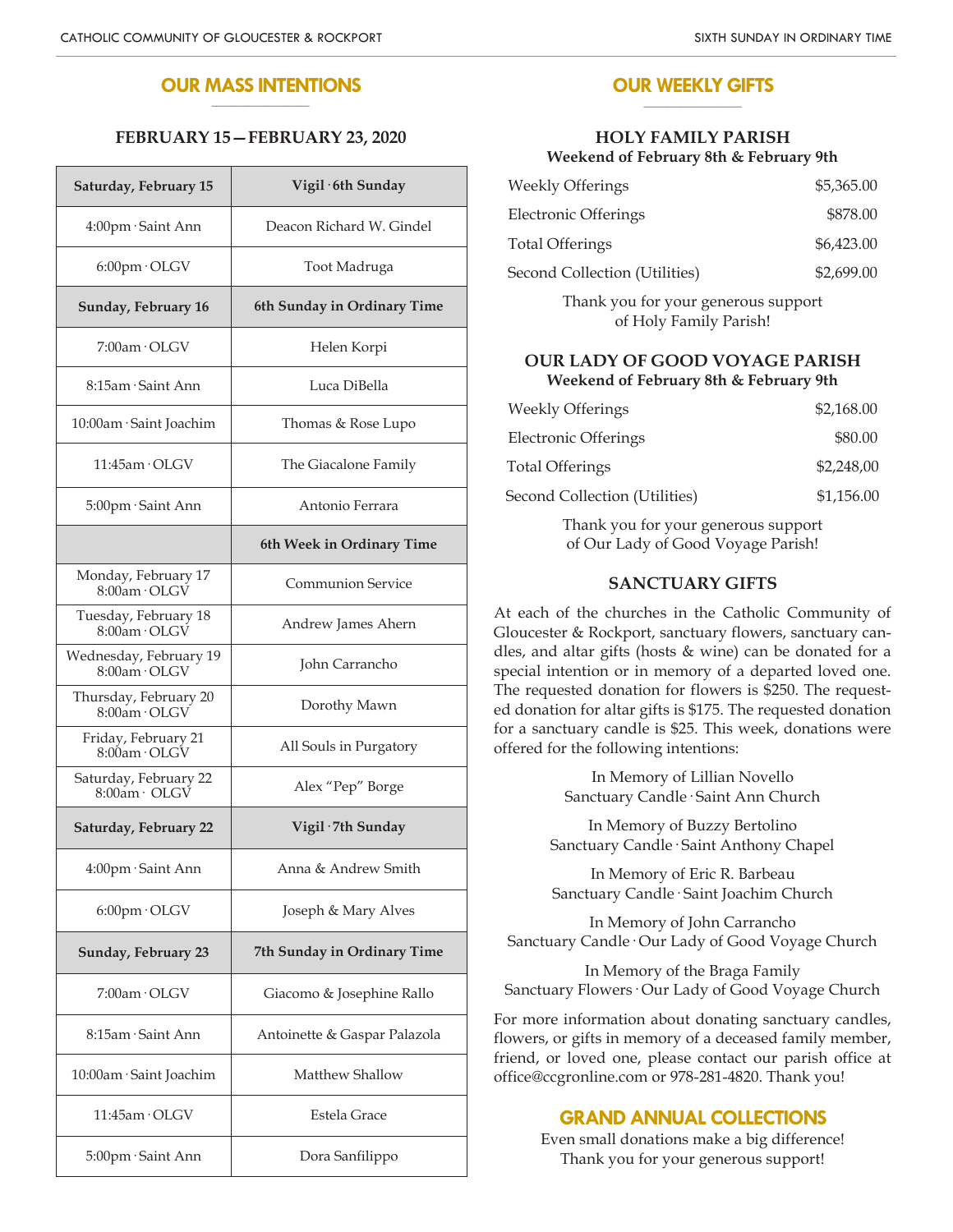## OUR MASS INTENTIONS

### FEBRUARY 15—FEBRUARY 23, 2020

| | |
|---|---|
| **Saturday, February 15** | **Vigil · 6th Sunday** |
| 4:00pm · Saint Ann | Deacon Richard W. Gindel |
| 6:00pm · OLGV | Toot Madruga |
| **Sunday, February 16** | **6th Sunday in Ordinary Time** |
| 7:00am · OLGV | Helen Korpi |
| 8:15am · Saint Ann | Luca DiBella |
| 10:00am · Saint Joachim | Thomas & Rose Lupo |
| 11:45am · OLGV | The Giacalone Family |
| 5:00pm · Saint Ann | Antonio Ferrara |
| | **6th Week in Ordinary Time** |
| Monday, February 17 8:00am · OLGV | Communion Service |
| Tuesday, February 18 8:00am · OLGV | Andrew James Ahern |
| Wednesday, February 19 8:00am · OLGV | John Carrancho |
| Thursday, February 20 8:00am · OLGV | Dorothy Mawn |
| Friday, February 21 8:00am · OLGV | All Souls in Purgatory |
| Saturday, February 22 8:00am · OLGV | Alex "Pep" Borge |
| **Saturday, February 22** | **Vigil · 7th Sunday** |
| 4:00pm · Saint Ann | Anna & Andrew Smith |
| 6:00pm · OLGV | Joseph & Mary Alves |
| **Sunday, February 23** | **7th Sunday in Ordinary Time** |
| 7:00am · OLGV | Giacomo & Josephine Rallo |
| 8:15am · Saint Ann | Antoinette & Gaspar Palazola |
| 10:00am · Saint Joachim | Matthew Shallow |
| 11:45am · OLGV | Estela Grace |
| 5:00pm · Saint Ann | Dora Sanfilippo |

## OUR WEEKLY GIFTS

### HOLY FAMILY PARISH
**Weekend of February 8th & February 9th**

| | |
|---|---|
| Weekly Offerings | $5,365.00 |
| Electronic Offerings | $878.00 |
| Total Offerings | $6,423.00 |
| Second Collection (Utilities) | $2,699.00 |

Thank you for your generous support of Holy Family Parish!

### OUR LADY OF GOOD VOYAGE PARISH
**Weekend of February 8th & February 9th**

| | |
|---|---|
| Weekly Offerings | $2,168.00 |
| Electronic Offerings | $80.00 |
| Total Offerings | $2,248,00 |
| Second Collection (Utilities) | $1,156.00 |

Thank you for your generous support of Our Lady of Good Voyage Parish!

### SANCTUARY GIFTS

At each of the churches in the Catholic Community of Gloucester & Rockport, sanctuary flowers, sanctuary candles, and altar gifts (hosts & wine) can be donated for a special intention or in memory of a departed loved one. The requested donation for flowers is $250. The requested donation for altar gifts is $175. The requested donation for a sanctuary candle is $25. This week, donations were offered for the following intentions:

In Memory of Lillian Novello
Sanctuary Candle · Saint Ann Church

In Memory of Buzzy Bertolino
Sanctuary Candle · Saint Anthony Chapel

In Memory of Eric R. Barbeau
Sanctuary Candle · Saint Joachim Church

In Memory of John Carrancho
Sanctuary Candle · Our Lady of Good Voyage Church

In Memory of the Braga Family
Sanctuary Flowers · Our Lady of Good Voyage Church

For more information about donating sanctuary candles, flowers, or gifts in memory of a deceased family member, friend, or loved one, please contact our parish office at office@ccgronline.com or 978-281-4820. Thank you!

## GRAND ANNUAL COLLECTIONS

Even small donations make a big difference!
Thank you for your generous support!